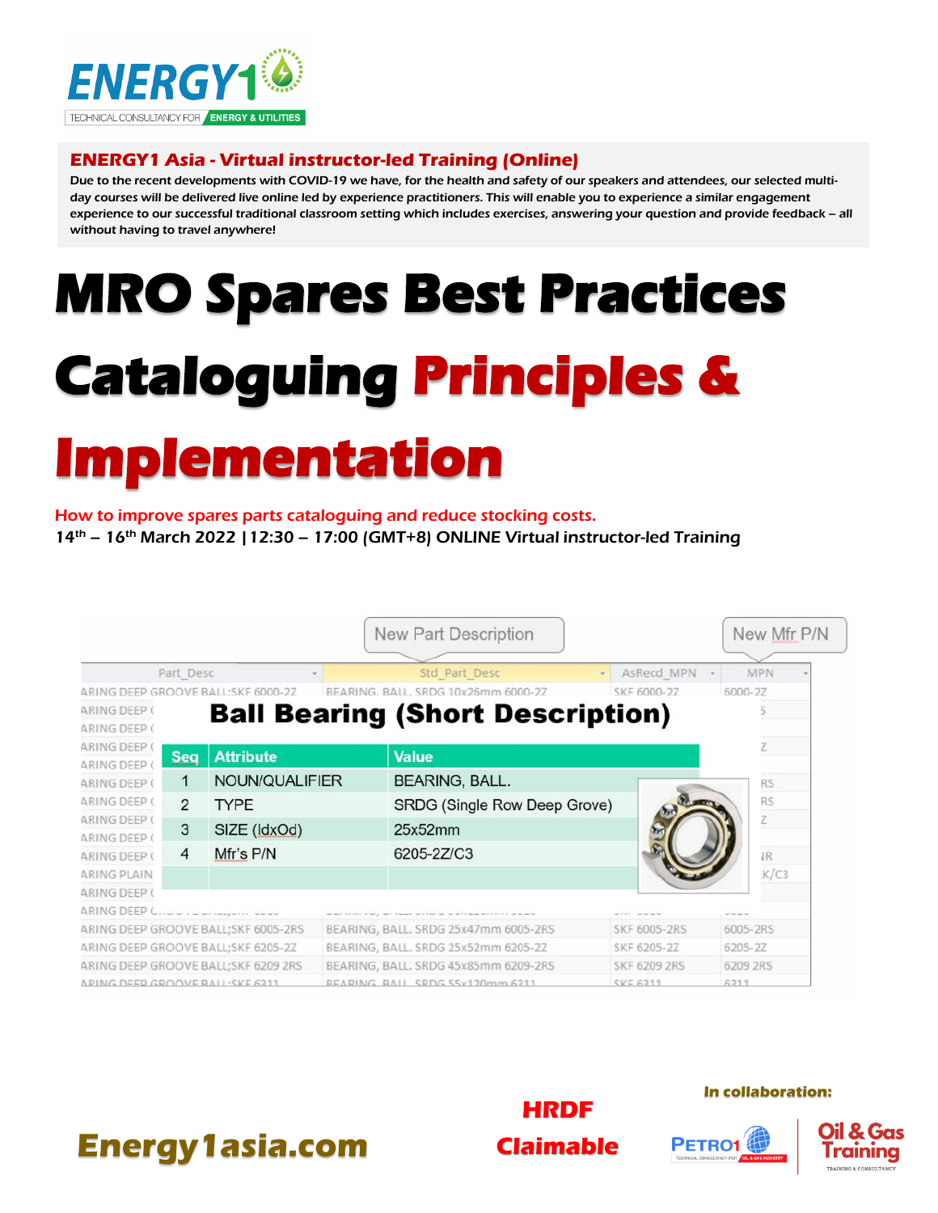ENERGY1 TECHNICAL CONSULTANCY FOR ENERGY & UTILITIES

## ENERGY1 Asia - Virtual instructor-led Training (Online)

Due to the recent developments with COVID-19 we have, for the health and safety of our speakers and attendees, our selected multi-day courses will be delivered live online led by experience practitioners. This will enable you to experience a similar engagement experience to our successful traditional classroom setting which includes exercises, answering your question and provide feedback – all without having to travel anywhere!

# MRO Spares Best Practices Cataloguing Principles & Implementation

How to improve spares parts cataloguing and reduce stocking costs.

14th – 16th March 2022 | 12:30 – 17:00 (GMT+8) ONLINE Virtual instructor-led Training

**Ball Bearing (Short Description)**

| Seq | Attribute | Value |
|---|---|---|
| 1 | NOUN/QUALIFIER | BEARING, BALL. |
| 2 | TYPE | SRDG (Single Row Deep Grove) |
| 3 | SIZE (IdxOd) | 25x52mm |
| 4 | Mfr's P/N | 6205-2Z/C3 |

New Part Description | New Mfr P/N

| Part_Desc | Std_Part_Desc | AsRecd_MPN | MPN |
|---|---|---|---|
| ARING DEEP GROOVE BALL;SKF 6000-2Z | BEARING, BALL. SRDG 10x26mm 6000-2Z | SKF 6000-2Z | 6000-2Z |
| ARING DEEP GROOVE BALL;SKF 6005-2RS | BEARING, BALL. SRDG 25x47mm 6005-2RS | SKF 6005-2RS | 6005-2RS |
| ARING DEEP GROOVE BALL;SKF 6205-2Z | BEARING, BALL. SRDG 25x52mm 6205-2Z | SKF 6205-2Z | 6205-2Z |
| ARING DEEP GROOVE BALL;SKF 6209 2RS | BEARING, BALL. SRDG 45x85mm 6209-2RS | SKF 6209 2RS | 6209 2RS |
| ARING DEEP GROOVE BALL;SKF 6311 | BEARING, BALL. SRDG 55x120mm 6311 | SKF 6311 | 6311 |

**Energy1asia.com**

**HRDF Claimable**

**In collaboration:** PETRO1 | Oil & Gas Training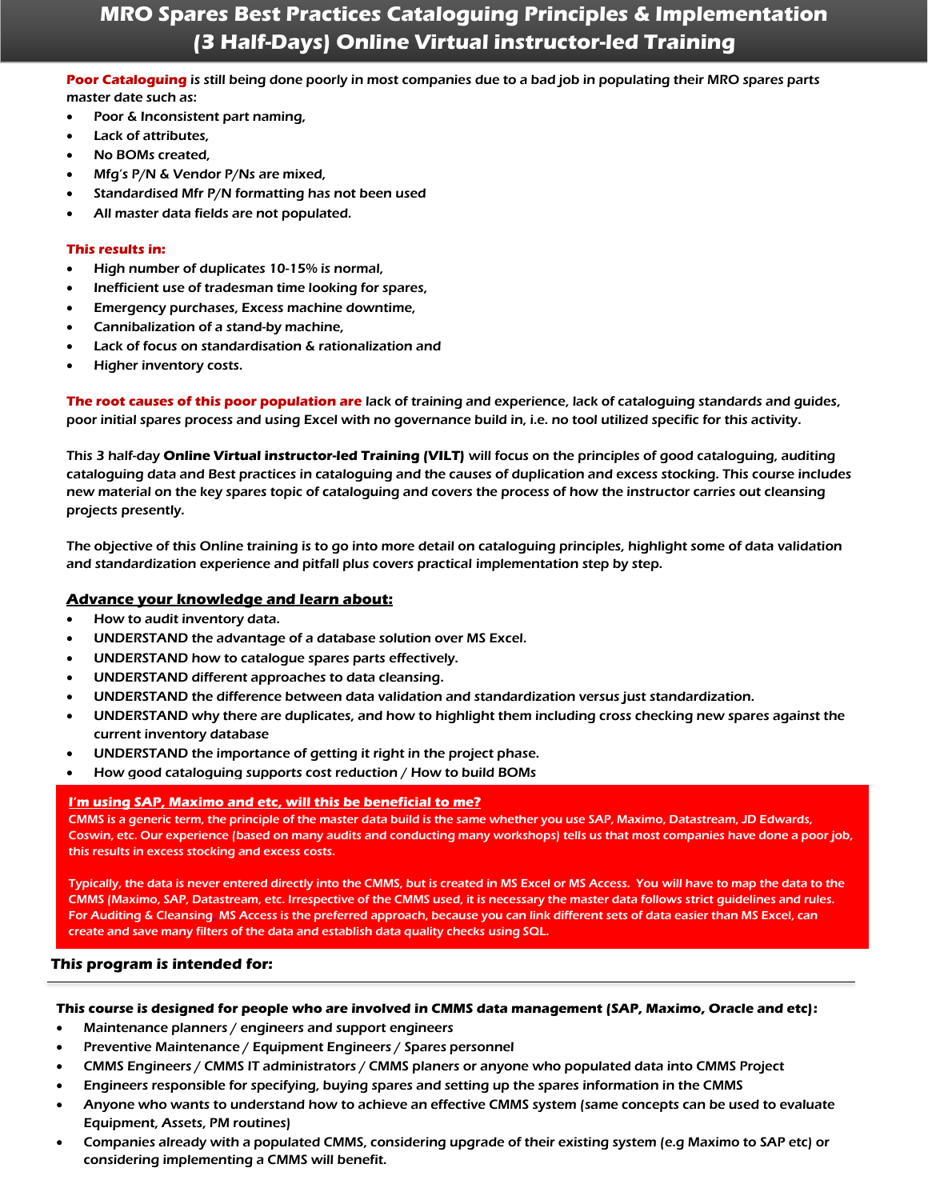# MRO Spares Best Practices Cataloguing Principles & Implementation (3 Half-Days) Online Virtual instructor-led Training

**Poor Cataloguing** is still being done poorly in most companies due to a bad job in populating their MRO spares parts master date such as:

- Poor & Inconsistent part naming,
- Lack of attributes,
- No BOMs created,
- Mfg's P/N & Vendor P/Ns are mixed,
- Standardised Mfr P/N formatting has not been used
- All master data fields are not populated.

**This results in:**

- High number of duplicates 10-15% is normal,
- Inefficient use of tradesman time looking for spares,
- Emergency purchases, Excess machine downtime,
- Cannibalization of a stand-by machine,
- Lack of focus on standardisation & rationalization and
- Higher inventory costs.

**The root causes of this poor population are** lack of training and experience, lack of cataloguing standards and guides, poor initial spares process and using Excel with no governance build in, i.e. no tool utilized specific for this activity.

This 3 half-day **Online Virtual instructor-led Training (VILT)** will focus on the principles of good cataloguing, auditing cataloguing data and Best practices in cataloguing and the causes of duplication and excess stocking. This course includes new material on the key spares topic of cataloguing and covers the process of how the instructor carries out cleansing projects presently.

The objective of this Online training is to go into more detail on cataloguing principles, highlight some of data validation and standardization experience and pitfall plus covers practical implementation step by step.

## Advance your knowledge and learn about:

- How to audit inventory data.
- UNDERSTAND the advantage of a database solution over MS Excel.
- UNDERSTAND how to catalogue spares parts effectively.
- UNDERSTAND different approaches to data cleansing.
- UNDERSTAND the difference between data validation and standardization versus just standardization.
- UNDERSTAND why there are duplicates, and how to highlight them including cross checking new spares against the current inventory database
- UNDERSTAND the importance of getting it right in the project phase.
- How good cataloguing supports cost reduction / How to build BOMs

**I'm using SAP, Maximo and etc, will this be beneficial to me?**

CMMS is a generic term, the principle of the master data build is the same whether you use SAP, Maximo, Datastream, JD Edwards, Coswin, etc. Our experience (based on many audits and conducting many workshops) tells us that most companies have done a poor job, this results in excess stocking and excess costs.

Typically, the data is never entered directly into the CMMS, but is created in MS Excel or MS Access. You will have to map the data to the CMMS (Maximo, SAP, Datastream, etc. Irrespective of the CMMS used, it is necessary the master data follows strict guidelines and rules. For Auditing & Cleansing, MS Access is the preferred approach, because you can link different sets of data easier than MS Excel, can create and save many filters of the data and establish data quality checks using SQL.

## This program is intended for:

**This course is designed for people who are involved in CMMS data management (SAP, Maximo, Oracle and etc):**

- Maintenance planners / engineers and support engineers
- Preventive Maintenance / Equipment Engineers / Spares personnel
- CMMS Engineers / CMMS IT administrators / CMMS planers or anyone who populated data into CMMS Project
- Engineers responsible for specifying, buying spares and setting up the spares information in the CMMS
- Anyone who wants to understand how to achieve an effective CMMS system (same concepts can be used to evaluate Equipment, Assets, PM routines)
- Companies already with a populated CMMS, considering upgrade of their existing system (e.g Maximo to SAP etc) or considering implementing a CMMS will benefit.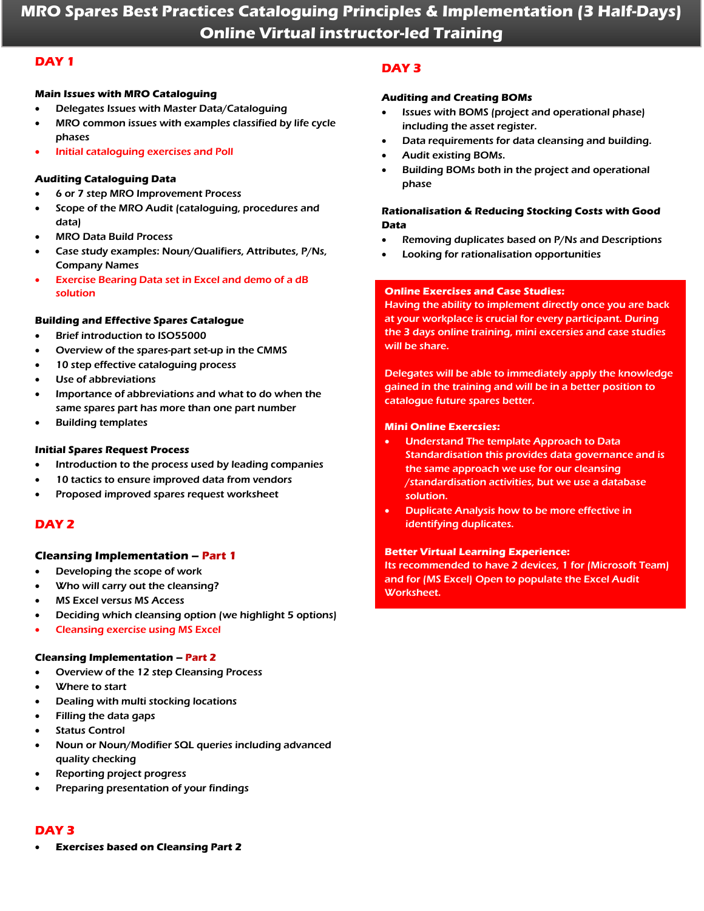# MRO Spares Best Practices Cataloguing Principles & Implementation (3 Half-Days) Online Virtual instructor-led Training

## DAY 1

### Main Issues with MRO Cataloguing

- Delegates Issues with Master Data/Cataloguing
- MRO common issues with examples classified by life cycle phases
- Initial cataloguing exercises and Poll

### Auditing Cataloguing Data

- 6 or 7 step MRO Improvement Process
- Scope of the MRO Audit (cataloguing, procedures and data)
- MRO Data Build Process
- Case study examples: Noun/Qualifiers, Attributes, P/Ns, Company Names
- Exercise Bearing Data set in Excel and demo of a dB solution

### Building and Effective Spares Catalogue

- Brief introduction to ISO55000
- Overview of the spares-part set-up in the CMMS
- 10 step effective cataloguing process
- Use of abbreviations
- Importance of abbreviations and what to do when the same spares part has more than one part number
- Building templates

### Initial Spares Request Process

- Introduction to the process used by leading companies
- 10 tactics to ensure improved data from vendors
- Proposed improved spares request worksheet

## DAY 2

### Cleansing Implementation – Part 1

- Developing the scope of work
- Who will carry out the cleansing?
- MS Excel versus MS Access
- Deciding which cleansing option (we highlight 5 options)
- Cleansing exercise using MS Excel

### Cleansing Implementation – Part 2

- Overview of the 12 step Cleansing Process
- Where to start
- Dealing with multi stocking locations
- Filling the data gaps
- Status Control
- Noun or Noun/Modifier SQL queries including advanced quality checking
- Reporting project progress
- Preparing presentation of your findings

## DAY 3

- **Exercises based on Cleansing Part 2**

## DAY 3

### Auditing and Creating BOMs

- Issues with BOMS (project and operational phase) including the asset register.
- Data requirements for data cleansing and building.
- Audit existing BOMs.
- Building BOMs both in the project and operational phase

### Rationalisation & Reducing Stocking Costs with Good Data

- Removing duplicates based on P/Ns and Descriptions
- Looking for rationalisation opportunities

**Online Exercises and Case Studies:**
Having the ability to implement directly once you are back at your workplace is crucial for every participant. During the 3 days online training, mini excersies and case studies will be share.

Delegates will be able to immediately apply the knowledge gained in the training and will be in a better position to catalogue future spares better.

**Mini Online Exercsies:**

- Understand The template Approach to Data Standardisation this provides data governance and is the same approach we use for our cleansing /standardisation activities, but we use a database solution.
- Duplicate Analysis how to be more effective in identifying duplicates.

**Better Virtual Learning Experience:**
Its recommended to have 2 devices, 1 for (Microsoft Team) and for (MS Excel) Open to populate the Excel Audit Worksheet.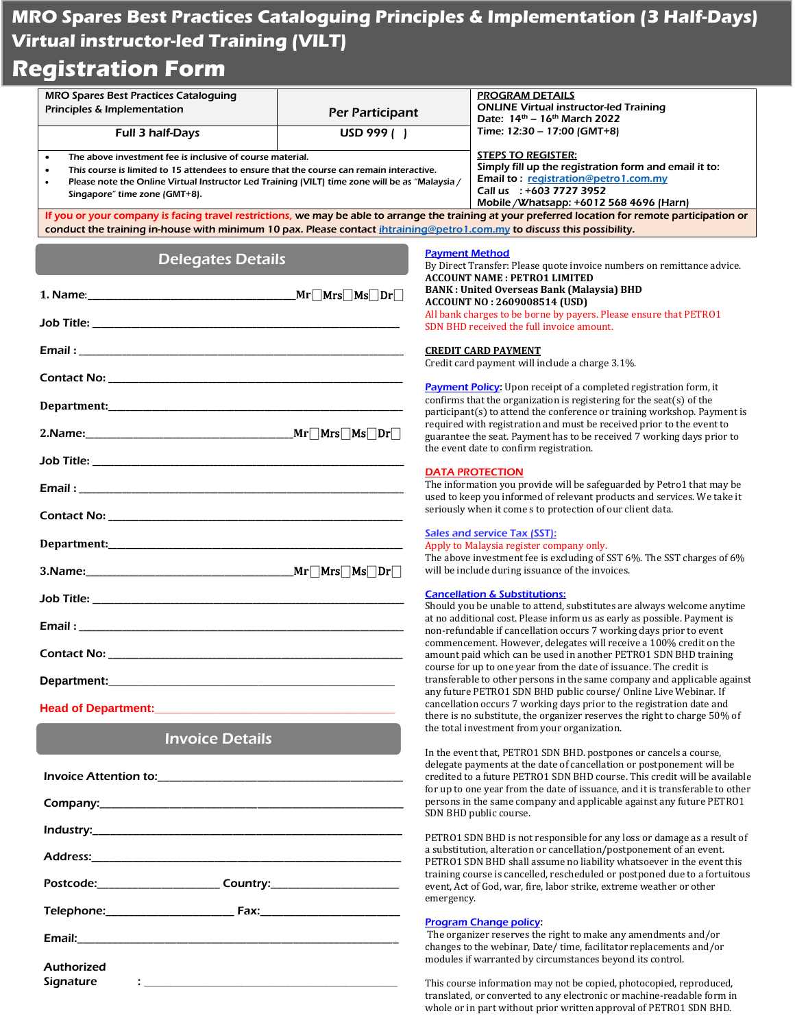# MRO Spares Best Practices Cataloguing Principles & Implementation (3 Half-Days) Virtual instructor-led Training (VILT)

# Registration Form

| MRO Spares Best Practices Cataloguing Principles & Implementation | Per Participant |
|---|---|
| Full 3 half-Days | USD 999 ( ) |

- The above investment fee is inclusive of course material.
- This course is limited to 15 attendees to ensure that the course can remain interactive.
- Please note the Online Virtual Instructor Led Training (VILT) time zone will be as "Malaysia / Singapore" time zone (GMT+8).

**PROGRAM DETAILS**
ONLINE Virtual instructor-led Training
Date: 14th – 16th March 2022
Time: 12:30 – 17:00 (GMT+8)

**STEPS TO REGISTER:**
Simply fill up the registration form and email it to:
Email to : registration@petro1.com.my
Call us : +603 7727 3952
Mobile /Whatsapp: +6012 568 4696 (Harn)

If you or your company is facing travel restrictions, we may be able to arrange the training at your preferred location for remote participation or conduct the training in-house with minimum 10 pax. Please contact ihtraining@petro1.com.my to discuss this possibility.

## Delegates Details

1. Name:\_\_\_\_\_\_\_\_\_\_\_\_\_\_\_\_ Mr☐ Mrs☐ Ms☐ Dr☐

Job Title: \_\_\_\_\_\_\_\_\_\_\_\_\_\_\_\_

Email : \_\_\_\_\_\_\_\_\_\_\_\_\_\_\_\_

Contact No: \_\_\_\_\_\_\_\_\_\_\_\_\_\_\_\_

Department:\_\_\_\_\_\_\_\_\_\_\_\_\_\_\_\_

2.Name:\_\_\_\_\_\_\_\_\_\_\_\_\_\_\_\_ Mr☐ Mrs☐ Ms☐ Dr☐

Job Title: \_\_\_\_\_\_\_\_\_\_\_\_\_\_\_\_

Email : \_\_\_\_\_\_\_\_\_\_\_\_\_\_\_\_

Contact No: \_\_\_\_\_\_\_\_\_\_\_\_\_\_\_\_

Department:\_\_\_\_\_\_\_\_\_\_\_\_\_\_\_\_

3.Name:\_\_\_\_\_\_\_\_\_\_\_\_\_\_\_\_ Mr☐ Mrs☐ Ms☐ Dr☐

Job Title: \_\_\_\_\_\_\_\_\_\_\_\_\_\_\_\_

Email : \_\_\_\_\_\_\_\_\_\_\_\_\_\_\_\_

Contact No: \_\_\_\_\_\_\_\_\_\_\_\_\_\_\_\_

Department:\_\_\_\_\_\_\_\_\_\_\_\_\_\_\_\_

Head of Department:\_\_\_\_\_\_\_\_\_\_\_\_\_\_\_\_

## Invoice Details

Invoice Attention to:\_\_\_\_\_\_\_\_\_\_\_\_\_\_\_\_

Company:\_\_\_\_\_\_\_\_\_\_\_\_\_\_\_\_

Industry:\_\_\_\_\_\_\_\_\_\_\_\_\_\_\_\_

Address:\_\_\_\_\_\_\_\_\_\_\_\_\_\_\_\_

Postcode:\_\_\_\_\_\_\_\_ Country:\_\_\_\_\_\_\_\_

Telephone:\_\_\_\_\_\_\_\_ Fax:\_\_\_\_\_\_\_\_

Email:\_\_\_\_\_\_\_\_\_\_\_\_\_\_\_\_

Authorized Signature : \_\_\_\_\_\_\_\_\_\_\_\_\_\_\_\_

**Payment Method**
By Direct Transfer: Please quote invoice numbers on remittance advice.
**ACCOUNT NAME : PETRO1 LIMITED**
**BANK : United Overseas Bank (Malaysia) BHD**
**ACCOUNT NO : 2609008514 (USD)**
All bank charges to be borne by payers. Please ensure that PETRO1 SDN BHD received the full invoice amount.

**CREDIT CARD PAYMENT**
Credit card payment will include a charge 3.1%.

**Payment Policy**: Upon receipt of a completed registration form, it confirms that the organization is registering for the seat(s) of the participant(s) to attend the conference or training workshop. Payment is required with registration and must be received prior to the event to guarantee the seat. Payment has to be received 7 working days prior to the event date to confirm registration.

**DATA PROTECTION**
The information you provide will be safeguarded by Petro1 that may be used to keep you informed of relevant products and services. We take it seriously when it come s to protection of our client data.

**Sales and service Tax (SST):**
Apply to Malaysia register company only.
The above investment fee is excluding of SST 6%. The SST charges of 6% will be include during issuance of the invoices.

**Cancellation & Substitutions:**
Should you be unable to attend, substitutes are always welcome anytime at no additional cost. Please inform us as early as possible. Payment is non-refundable if cancellation occurs 7 working days prior to event commencement. However, delegates will receive a 100% credit on the amount paid which can be used in another PETRO1 SDN BHD training course for up to one year from the date of issuance. The credit is transferable to other persons in the same company and applicable against any future PETRO1 SDN BHD public course/ Online Live Webinar. If cancellation occurs 7 working days prior to the registration date and there is no substitute, the organizer reserves the right to charge 50% of the total investment from your organization.

In the event that, PETRO1 SDN BHD. postpones or cancels a course, delegate payments at the date of cancellation or postponement will be credited to a future PETRO1 SDN BHD course. This credit will be available for up to one year from the date of issuance, and it is transferable to other persons in the same company and applicable against any future PETRO1 SDN BHD public course.

PETRO1 SDN BHD is not responsible for any loss or damage as a result of a substitution, alteration or cancellation/postponement of an event. PETRO1 SDN BHD shall assume no liability whatsoever in the event this training course is cancelled, rescheduled or postponed due to a fortuitous event, Act of God, war, fire, labor strike, extreme weather or other emergency.

**Program Change policy**:
The organizer reserves the right to make any amendments and/or changes to the webinar, Date/ time, facilitator replacements and/or modules if warranted by circumstances beyond its control.

This course information may not be copied, photocopied, reproduced, translated, or converted to any electronic or machine-readable form in whole or in part without prior written approval of PETRO1 SDN BHD.